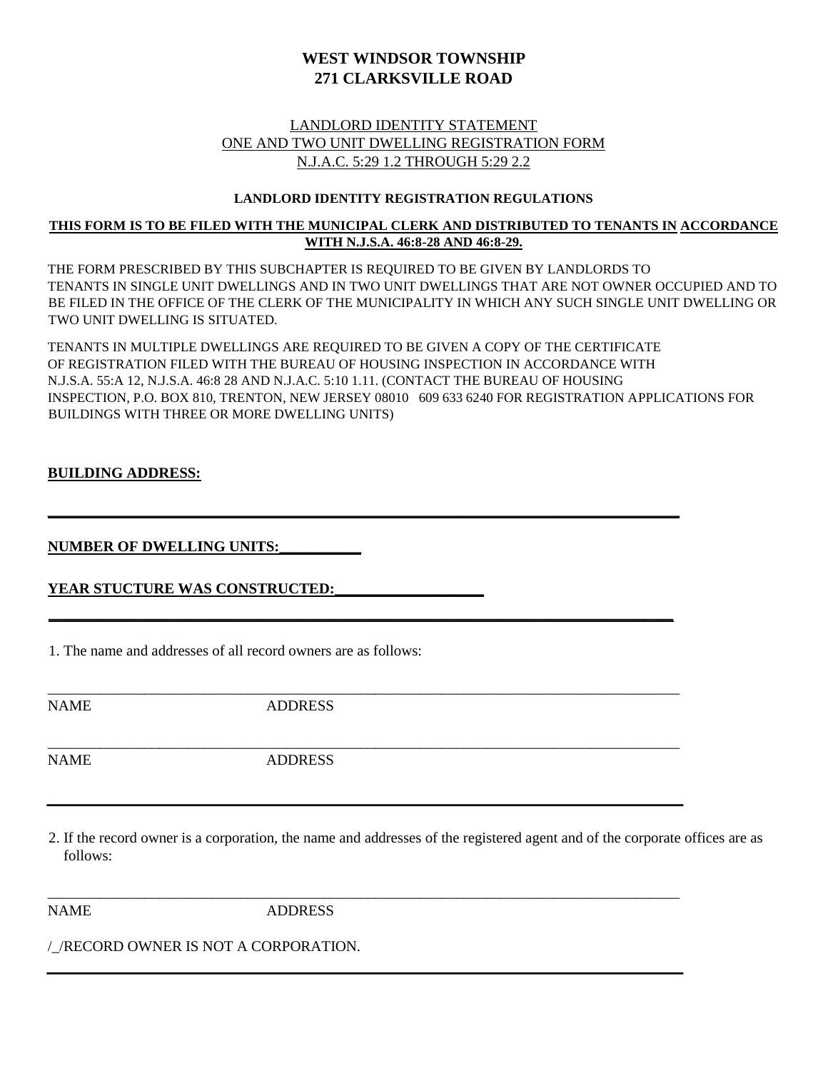# WEST WINDSOR TOWNSHIP
# 271 CLARKSVILLE ROAD

LANDLORD IDENTITY STATEMENT
ONE AND TWO UNIT DWELLING REGISTRATION FORM
N.J.A.C. 5:29 1.2 THROUGH 5:29 2.2

**LANDLORD IDENTITY REGISTRATION REGULATIONS**

**THIS FORM IS TO BE FILED WITH THE MUNICIPAL CLERK AND DISTRIBUTED TO TENANTS IN ACCORDANCE WITH N.J.S.A. 46:8-28 AND 46:8-29.**

THE FORM PRESCRIBED BY THIS SUBCHAPTER IS REQUIRED TO BE GIVEN BY LANDLORDS TO TENANTS IN SINGLE UNIT DWELLINGS AND IN TWO UNIT DWELLINGS THAT ARE NOT OWNER OCCUPIED AND TO BE FILED IN THE OFFICE OF THE CLERK OF THE MUNICIPALITY IN WHICH ANY SUCH SINGLE UNIT DWELLING OR TWO UNIT DWELLING IS SITUATED.

TENANTS IN MULTIPLE DWELLINGS ARE REQUIRED TO BE GIVEN A COPY OF THE CERTIFICATE OF REGISTRATION FILED WITH THE BUREAU OF HOUSING INSPECTION IN ACCORDANCE WITH N.J.S.A. 55:A 12, N.J.S.A. 46:8 28 AND N.J.A.C. 5:10 1.11. (CONTACT THE BUREAU OF HOUSING INSPECTION, P.O. BOX 810, TRENTON, NEW JERSEY 08010 609 633 6240 FOR REGISTRATION APPLICATIONS FOR BUILDINGS WITH THREE OR MORE DWELLING UNITS)

**BUILDING ADDRESS:**

___________________________________________________________________________

**NUMBER OF DWELLING UNITS:___________**

**YEAR STUCTURE WAS CONSTRUCTED:____________________**

___________________________________________________________________________

1. The name and addresses of all record owners are as follows:

___________________________________________________________________________

NAME ADDRESS

___________________________________________________________________________

NAME ADDRESS

___________________________________________________________________________

2. If the record owner is a corporation, the name and addresses of the registered agent and of the corporate offices are as follows:

___________________________________________________________________________

NAME ADDRESS

/_/RECORD OWNER IS NOT A CORPORATION.

___________________________________________________________________________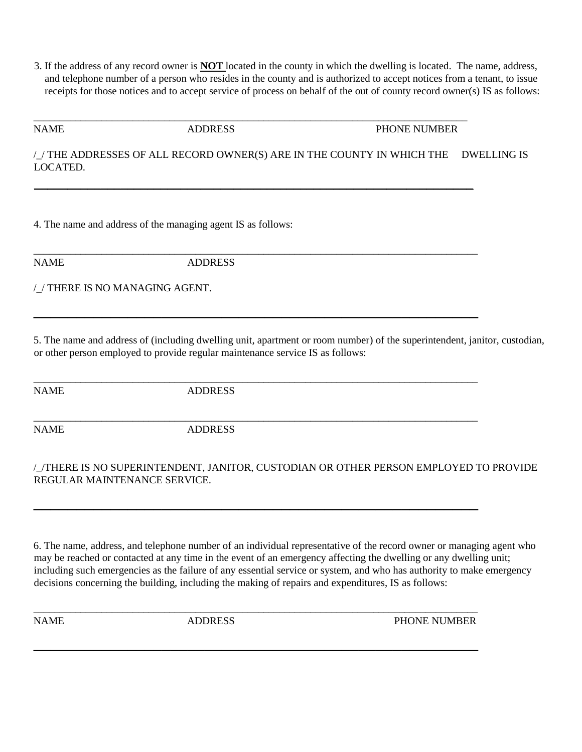3. If the address of any record owner is **NOT** located in the county in which the dwelling is located. The name, address, and telephone number of a person who resides in the county and is authorized to accept notices from a tenant, to issue receipts for those notices and to accept service of process on behalf of the out of county record owner(s) IS as follows:

______________________________________________________________________________

NAME ADDRESS PHONE NUMBER

/_/ THE ADDRESSES OF ALL RECORD OWNER(S) ARE IN THE COUNTY IN WHICH THE DWELLING IS LOCATED.

---

4. The name and address of the managing agent IS as follows:

______________________________________________________________________________

NAME ADDRESS

/_/ THERE IS NO MANAGING AGENT.

---

5. The name and address of (including dwelling unit, apartment or room number) of the superintendent, janitor, custodian, or other person employed to provide regular maintenance service IS as follows:

______________________________________________________________________________

NAME ADDRESS

______________________________________________________________________________

NAME ADDRESS

/_/THERE IS NO SUPERINTENDENT, JANITOR, CUSTODIAN OR OTHER PERSON EMPLOYED TO PROVIDE REGULAR MAINTENANCE SERVICE.

---

6. The name, address, and telephone number of an individual representative of the record owner or managing agent who may be reached or contacted at any time in the event of an emergency affecting the dwelling or any dwelling unit; including such emergencies as the failure of any essential service or system, and who has authority to make emergency decisions concerning the building, including the making of repairs and expenditures, IS as follows:

______________________________________________________________________________

NAME ADDRESS PHONE NUMBER

---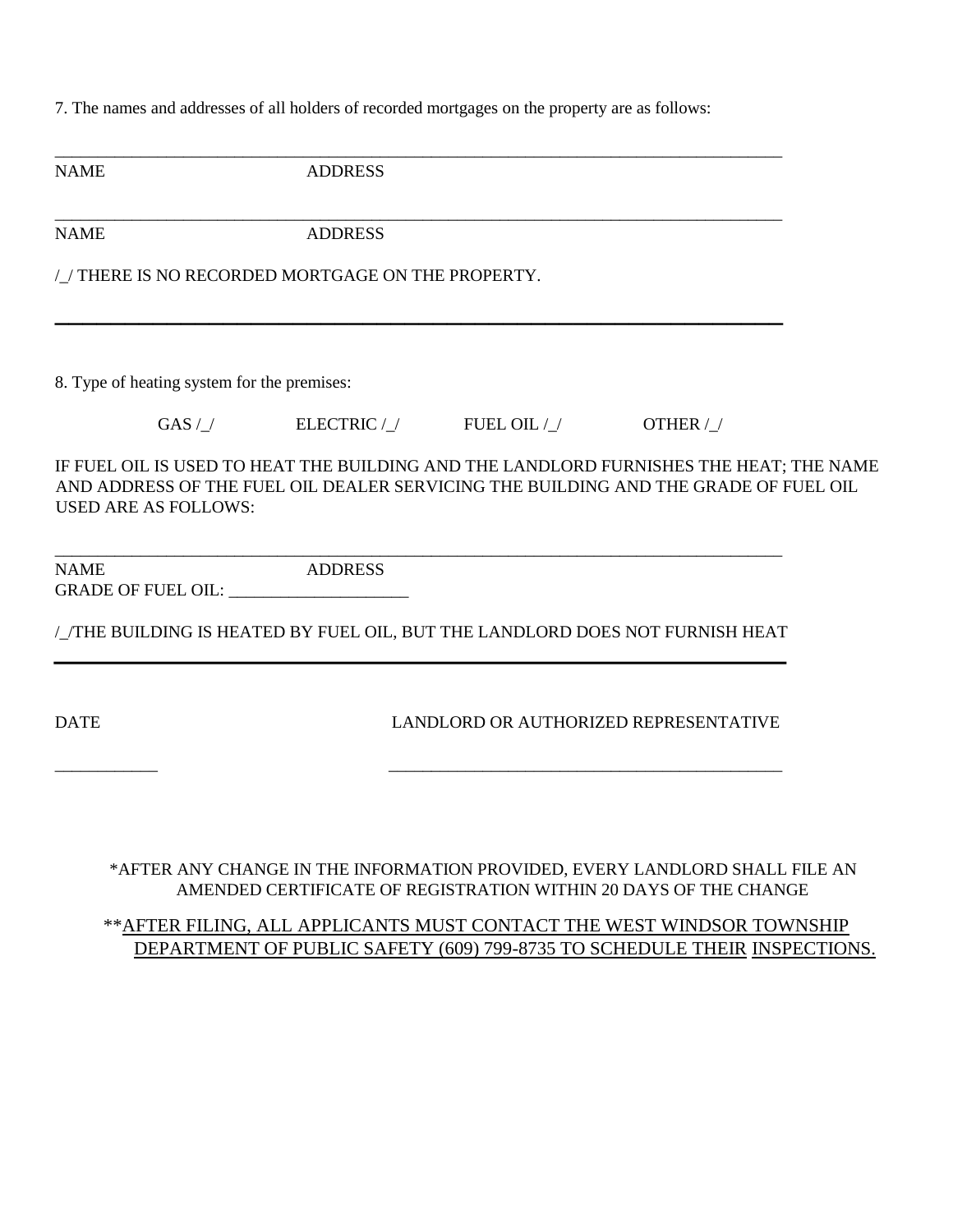7. The names and addresses of all holders of recorded mortgages on the property are as follows:

___________________________________________________________________________________________

NAME ADDRESS

___________________________________________________________________________________________

NAME ADDRESS

/_/ THERE IS NO RECORDED MORTGAGE ON THE PROPERTY.

---

8. Type of heating system for the premises:

GAS /_/ ELECTRIC /_/ FUEL OIL /_/ OTHER /_/

IF FUEL OIL IS USED TO HEAT THE BUILDING AND THE LANDLORD FURNISHES THE HEAT; THE NAME AND ADDRESS OF THE FUEL OIL DEALER SERVICING THE BUILDING AND THE GRADE OF FUEL OIL USED ARE AS FOLLOWS:

___________________________________________________________________________________________

NAME ADDRESS

GRADE OF FUEL OIL: _____________________

/_/THE BUILDING IS HEATED BY FUEL OIL, BUT THE LANDLORD DOES NOT FURNISH HEAT

---

DATE LANDLORD OR AUTHORIZED REPRESENTATIVE

____________ ________________________________________________

*AFTER ANY CHANGE IN THE INFORMATION PROVIDED, EVERY LANDLORD SHALL FILE AN AMENDED CERTIFICATE OF REGISTRATION WITHIN 20 DAYS OF THE CHANGE

**<u>AFTER FILING, ALL APPLICANTS MUST CONTACT THE WEST WINDSOR TOWNSHIP DEPARTMENT OF PUBLIC SAFETY (609) 799-8735 TO SCHEDULE THEIR INSPECTIONS.</u>